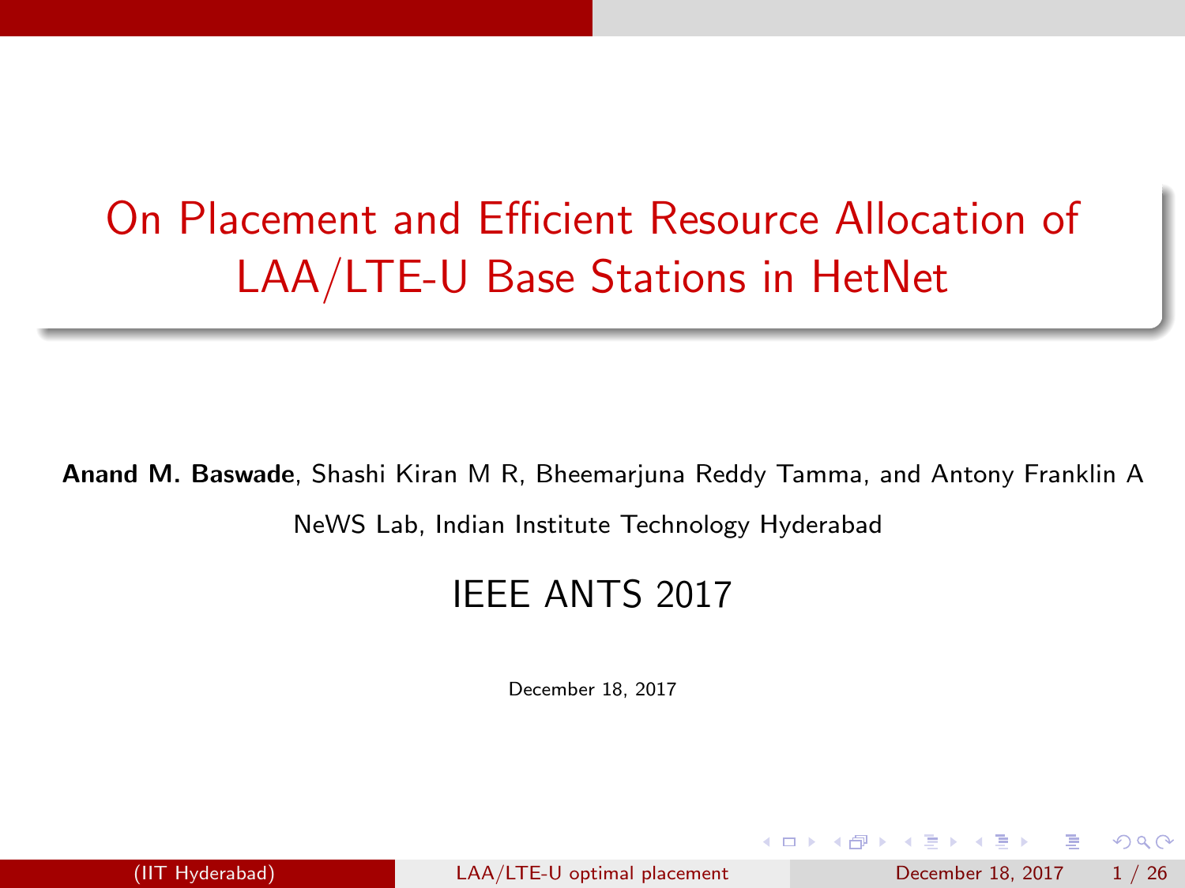# On Placement and Efficient Resource Allocation of LAA/LTE-U Base Stations in HetNet

**Anand M. Baswade**, Shashi Kiran M R, Bheemarjuna Reddy Tamma, and Antony Franklin A

NeWS Lab, Indian Institute Technology Hyderabad

IEEE ANTS 2017

December 18, 2017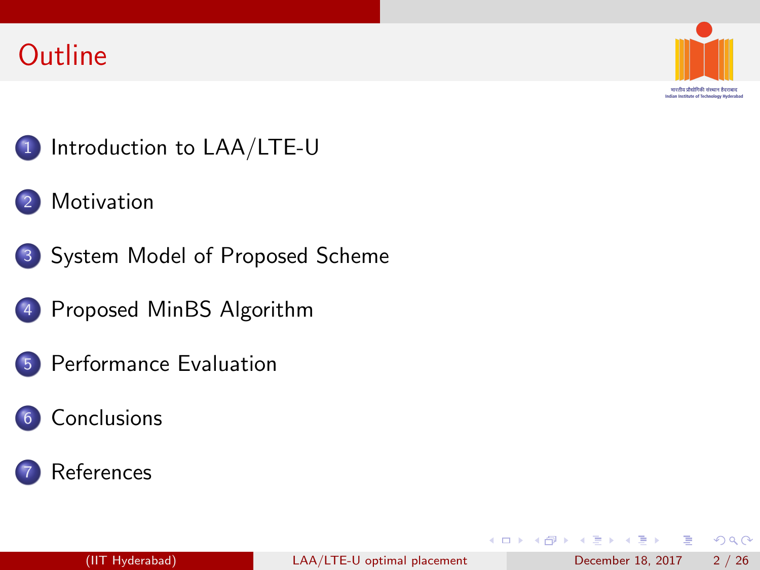# Outline

1. Introduction to LAA/LTE-U
2. Motivation
3. System Model of Proposed Scheme
4. Proposed MinBS Algorithm
5. Performance Evaluation
6. Conclusions
7. References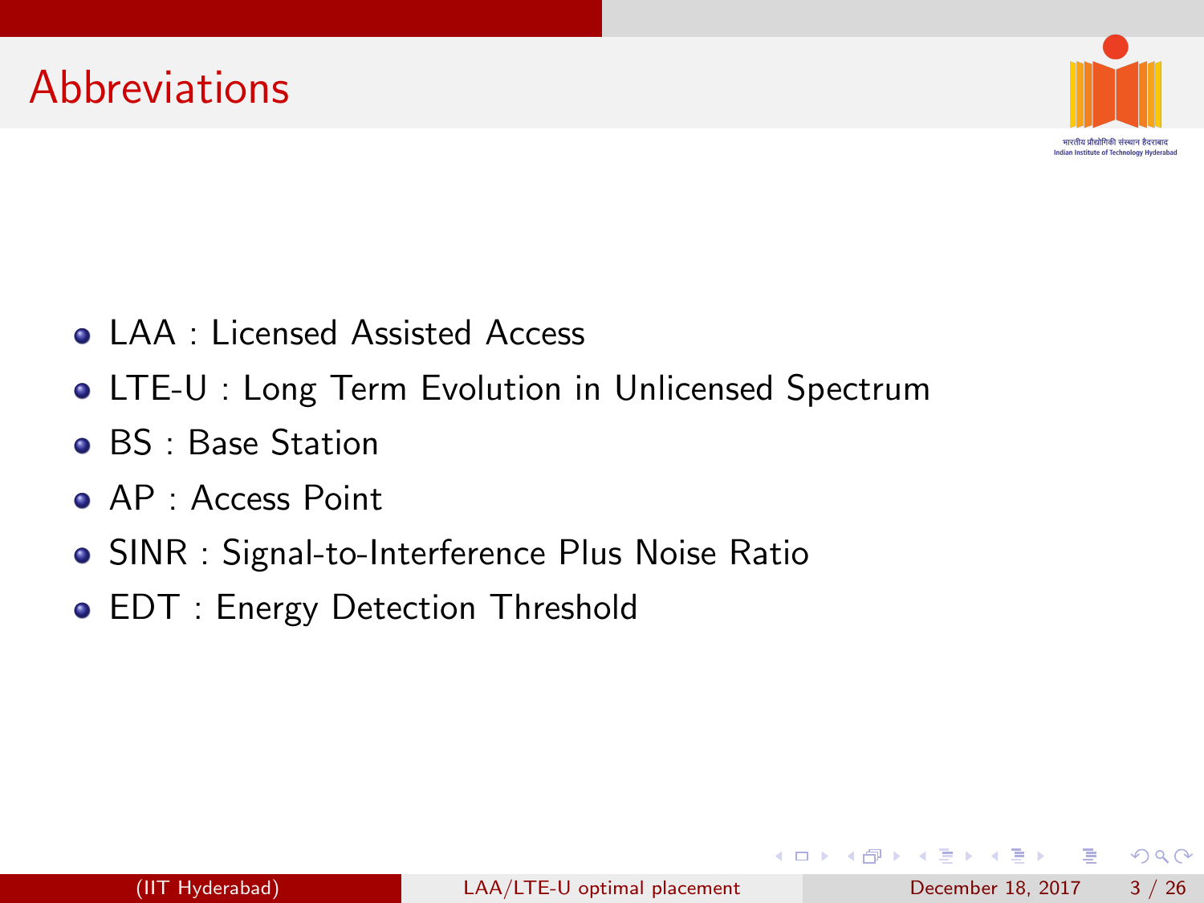# Abbreviations

- LAA : Licensed Assisted Access
- LTE-U : Long Term Evolution in Unlicensed Spectrum
- BS : Base Station
- AP : Access Point
- SINR : Signal-to-Interference Plus Noise Ratio
- EDT : Energy Detection Threshold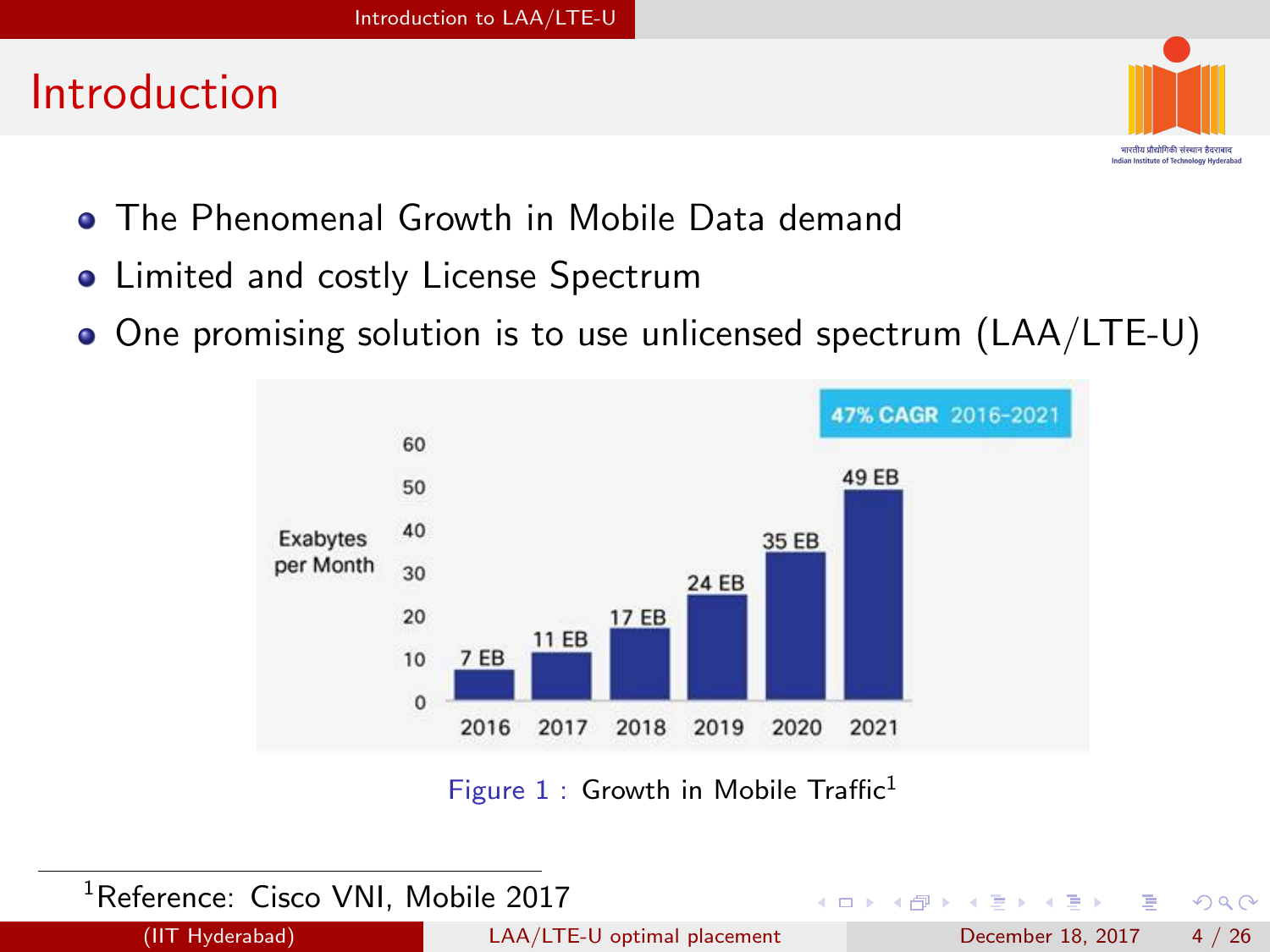# Introduction

- The Phenomenal Growth in Mobile Data demand
- Limited and costly License Spectrum
- One promising solution is to use unlicensed spectrum (LAA/LTE-U)

Figure 1 : Growth in Mobile Traffic[1]

[1] Reference: Cisco VNI, Mobile 2017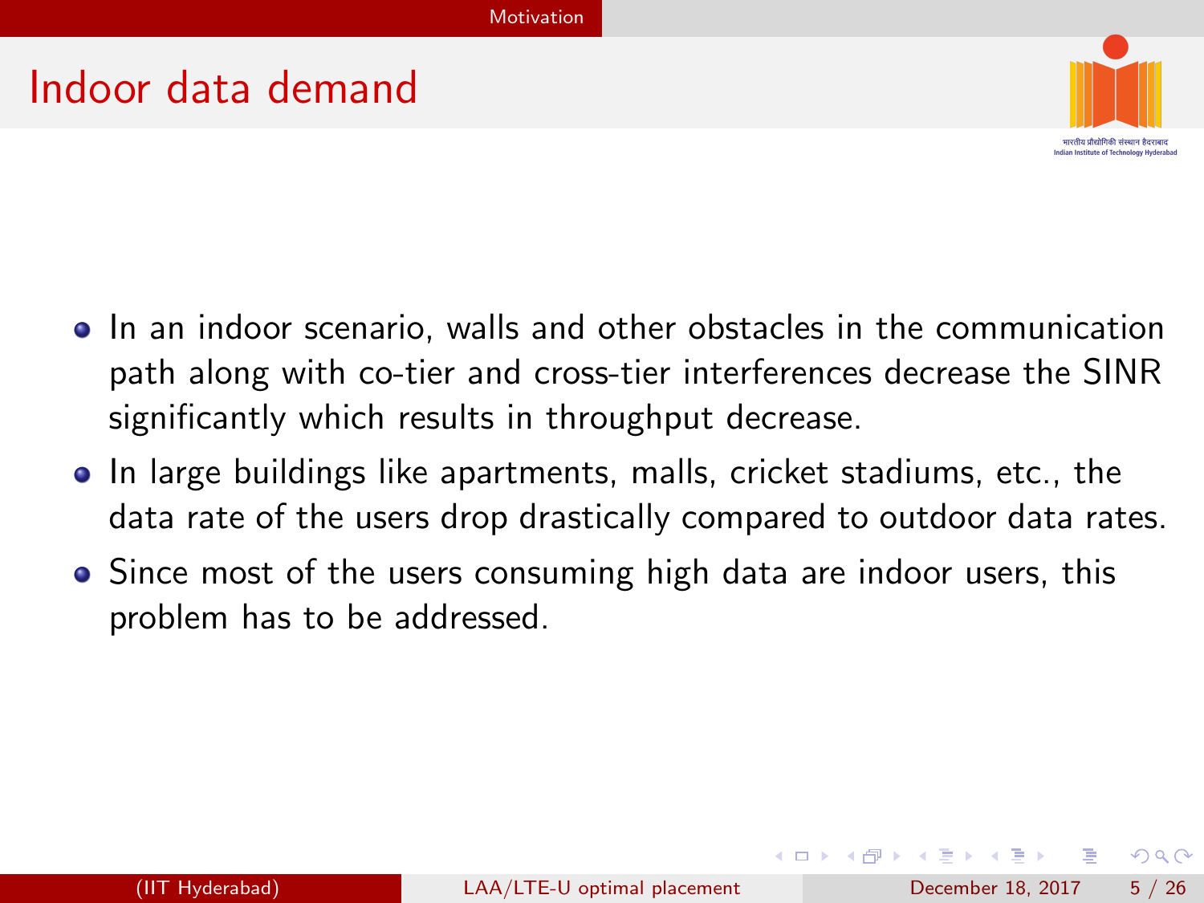# Indoor data demand

- In an indoor scenario, walls and other obstacles in the communication path along with co-tier and cross-tier interferences decrease the SINR significantly which results in throughput decrease.
- In large buildings like apartments, malls, cricket stadiums, etc., the data rate of the users drop drastically compared to outdoor data rates.
- Since most of the users consuming high data are indoor users, this problem has to be addressed.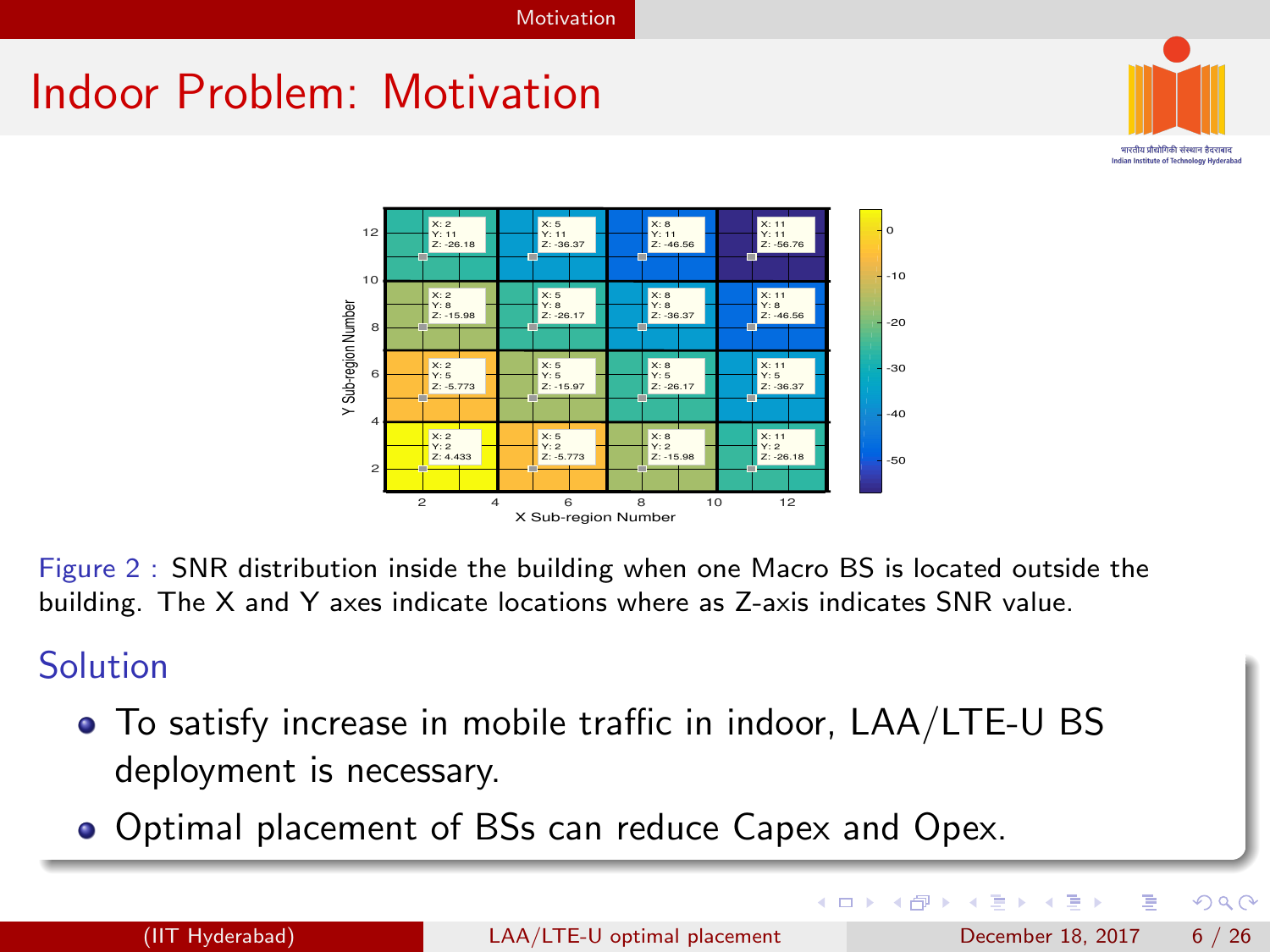# Indoor Problem: Motivation

Figure 2 : SNR distribution inside the building when one Macro BS is located outside the building. The X and Y axes indicate locations where as Z-axis indicates SNR value.

## Solution

- To satisfy increase in mobile traffic in indoor, LAA/LTE-U BS deployment is necessary.
- Optimal placement of BSs can reduce Capex and Opex.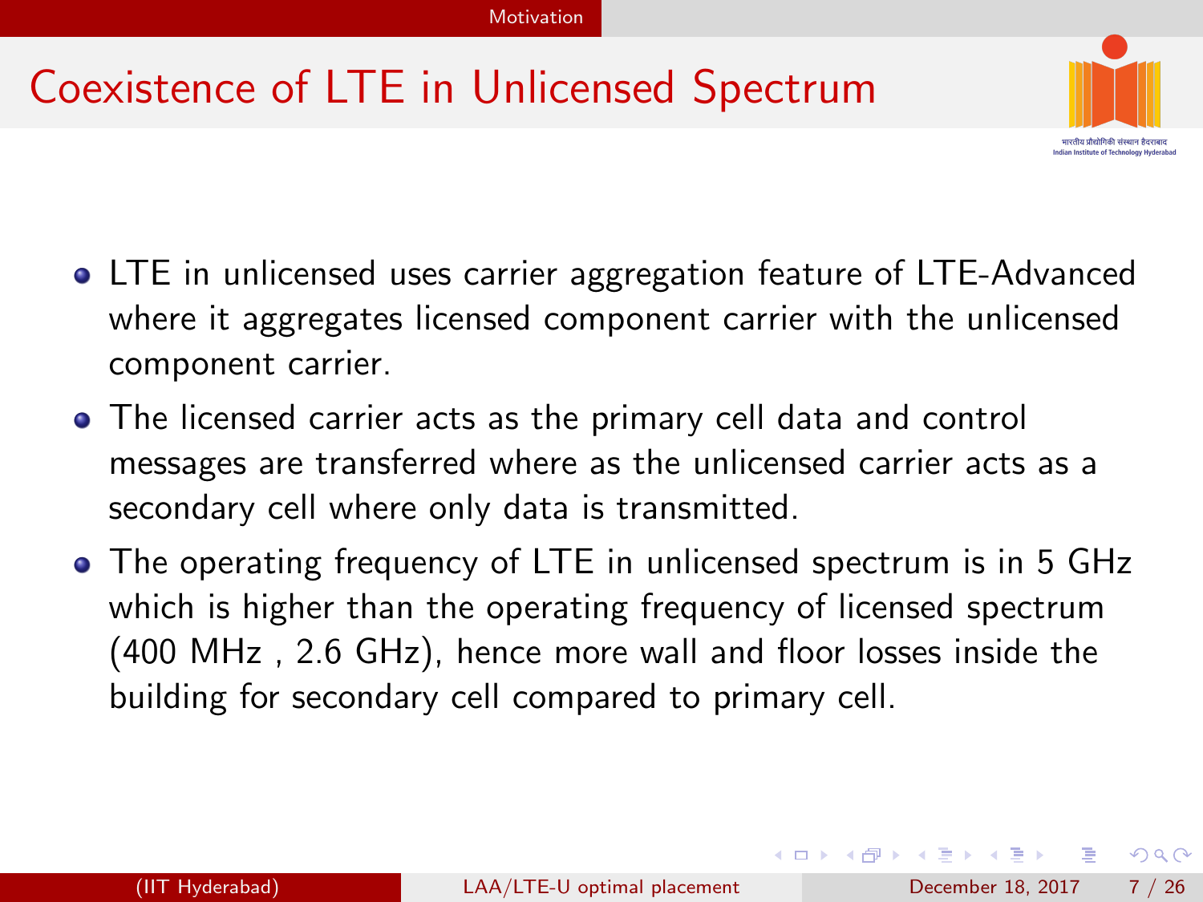# Coexistence of LTE in Unlicensed Spectrum

- LTE in unlicensed uses carrier aggregation feature of LTE-Advanced where it aggregates licensed component carrier with the unlicensed component carrier.
- The licensed carrier acts as the primary cell data and control messages are transferred where as the unlicensed carrier acts as a secondary cell where only data is transmitted.
- The operating frequency of LTE in unlicensed spectrum is in 5 GHz which is higher than the operating frequency of licensed spectrum (400 MHz , 2.6 GHz), hence more wall and floor losses inside the building for secondary cell compared to primary cell.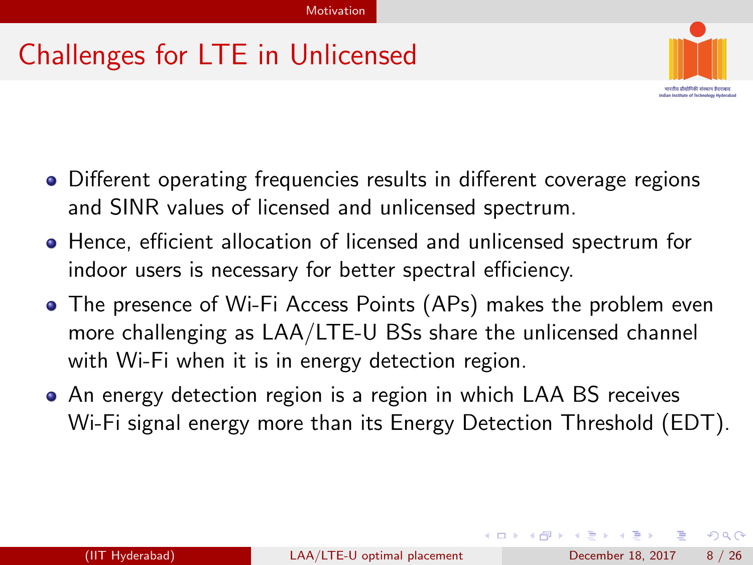# Challenges for LTE in Unlicensed

- Different operating frequencies results in different coverage regions and SINR values of licensed and unlicensed spectrum.
- Hence, efficient allocation of licensed and unlicensed spectrum for indoor users is necessary for better spectral efficiency.
- The presence of Wi-Fi Access Points (APs) makes the problem even more challenging as LAA/LTE-U BSs share the unlicensed channel with Wi-Fi when it is in energy detection region.
- An energy detection region is a region in which LAA BS receives Wi-Fi signal energy more than its Energy Detection Threshold (EDT).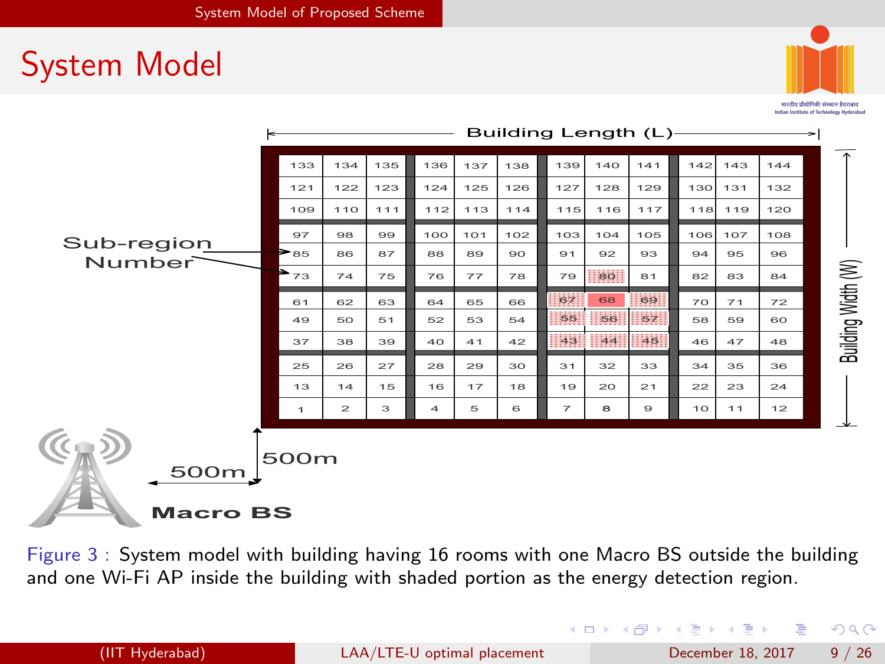# System Model

Building Length (L)

| 133 | 134 | 135 | 136 | 137 | 138 | 139 | 140 | 141 | 142 | 143 | 144 |
|---|---|---|---|---|---|---|---|---|---|---|---|
| 121 | 122 | 123 | 124 | 125 | 126 | 127 | 128 | 129 | 130 | 131 | 132 |
| 109 | 110 | 111 | 112 | 113 | 114 | 115 | 116 | 117 | 118 | 119 | 120 |
| 97 | 98 | 99 | 100 | 101 | 102 | 103 | 104 | 105 | 106 | 107 | 108 |
| 85 | 86 | 87 | 88 | 89 | 90 | 91 | 92 | 93 | 94 | 95 | 96 |
| 73 | 74 | 75 | 76 | 77 | 78 | 79 | 80 | 81 | 82 | 83 | 84 |
| 61 | 62 | 63 | 64 | 65 | 66 | 67 | 68 | 69 | 70 | 71 | 72 |
| 49 | 50 | 51 | 52 | 53 | 54 | 55 | 56 | 57 | 58 | 59 | 60 |
| 37 | 38 | 39 | 40 | 41 | 42 | 43 | 44 | 45 | 46 | 47 | 48 |
| 25 | 26 | 27 | 28 | 29 | 30 | 31 | 32 | 33 | 34 | 35 | 36 |
| 13 | 14 | 15 | 16 | 17 | 18 | 19 | 20 | 21 | 22 | 23 | 24 |
| 1 | 2 | 3 | 4 | 5 | 6 | 7 | 8 | 9 | 10 | 11 | 12 |

Building Width (W)

Sub-region Number

500m

500m

Macro BS

Figure 3 : System model with building having 16 rooms with one Macro BS outside the building and one Wi-Fi AP inside the building with shaded portion as the energy detection region.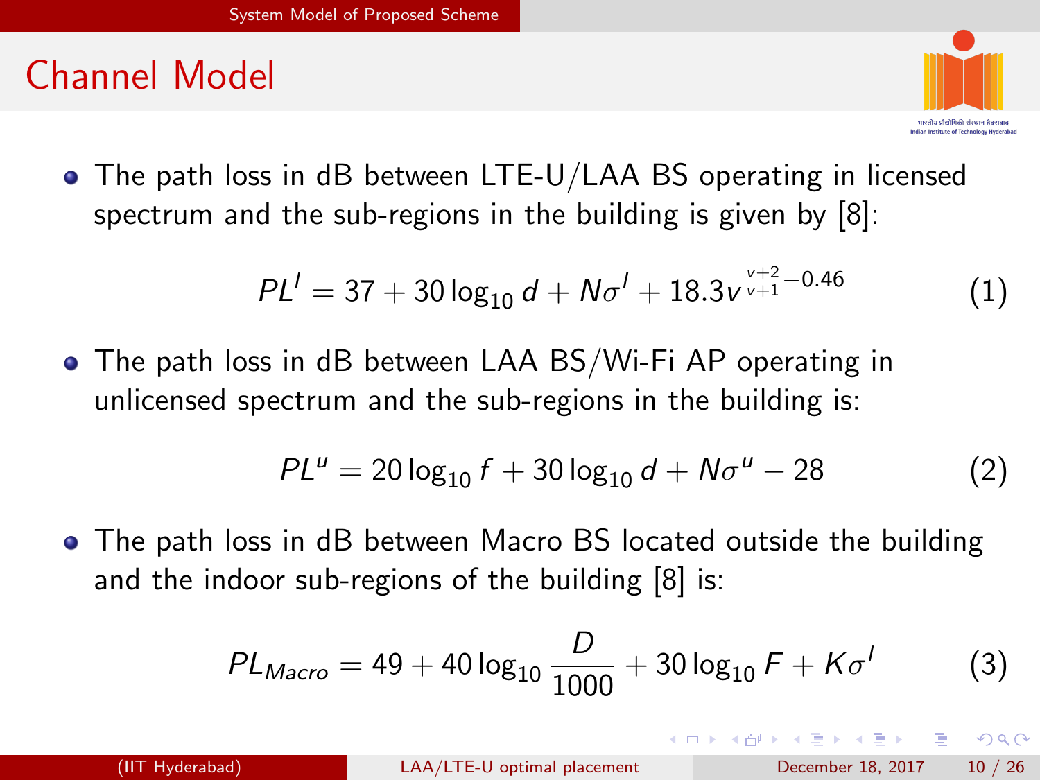## Channel Model

- The path loss in dB between LTE-U/LAA BS operating in licensed spectrum and the sub-regions in the building is given by [8]:

$$PL^l = 37 + 30\log_{10} d + N\sigma^l + 18.3v^{\frac{v+2}{v+1}-0.46} \tag{1}$$

- The path loss in dB between LAA BS/Wi-Fi AP operating in unlicensed spectrum and the sub-regions in the building is:

$$PL^u = 20\log_{10} f + 30\log_{10} d + N\sigma^u - 28 \tag{2}$$

- The path loss in dB between Macro BS located outside the building and the indoor sub-regions of the building [8] is:

$$PL_{Macro} = 49 + 40\log_{10}\frac{D}{1000} + 30\log_{10} F + K\sigma^l \tag{3}$$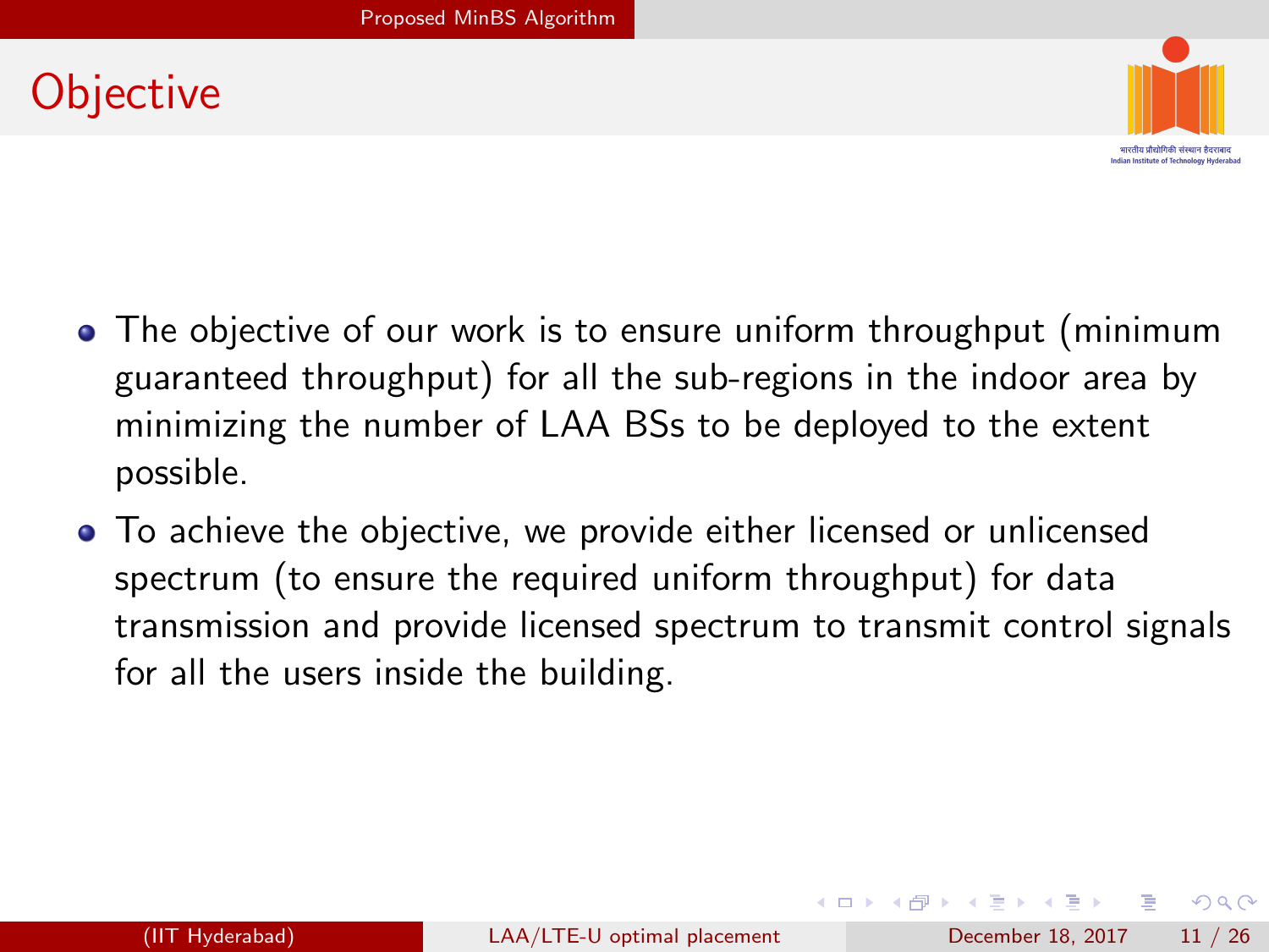# Objective

- The objective of our work is to ensure uniform throughput (minimum guaranteed throughput) for all the sub-regions in the indoor area by minimizing the number of LAA BSs to be deployed to the extent possible.
- To achieve the objective, we provide either licensed or unlicensed spectrum (to ensure the required uniform throughput) for data transmission and provide licensed spectrum to transmit control signals for all the users inside the building.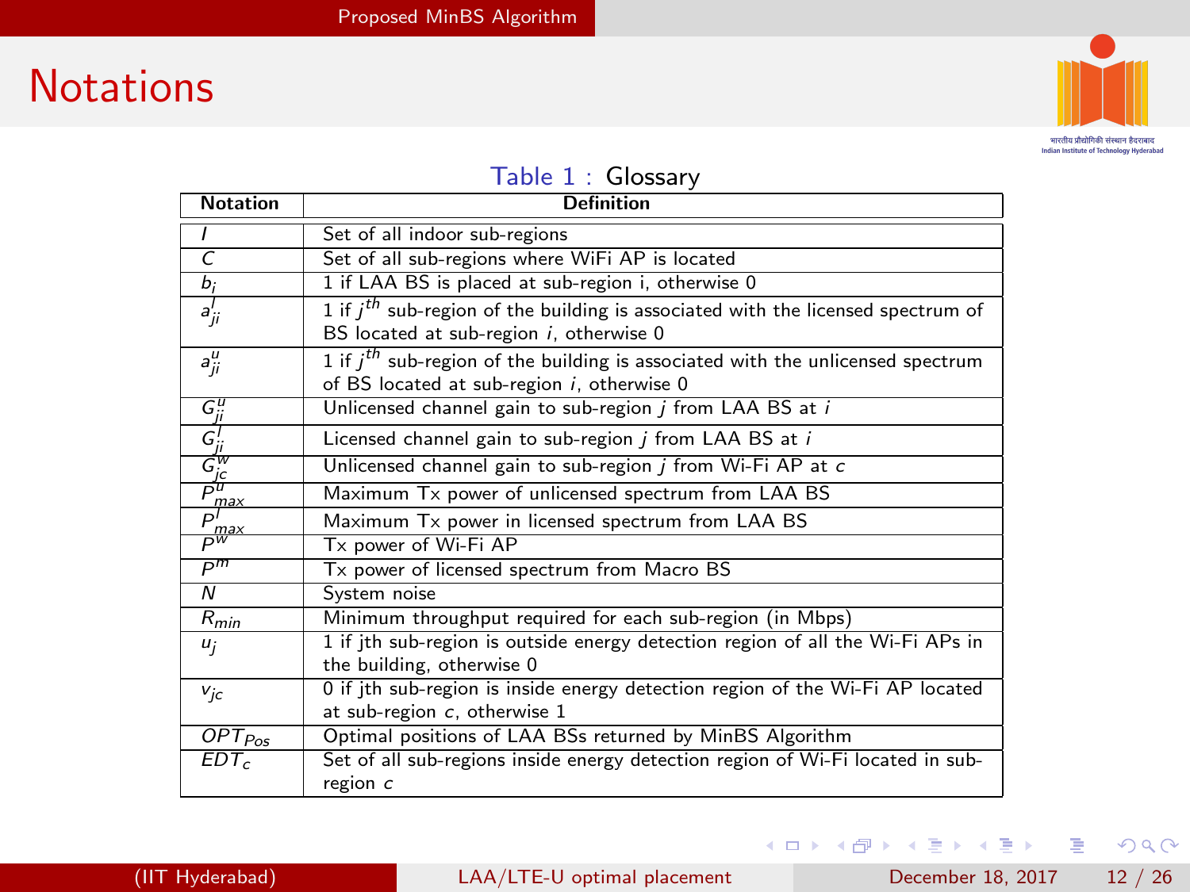# Notations

Table 1 : Glossary

| Notation | Definition |
| --- | --- |
| $I$ | Set of all indoor sub-regions |
| $C$ | Set of all sub-regions where WiFi AP is located |
| $b_i$ | 1 if LAA BS is placed at sub-region i, otherwise 0 |
| $a^l_{ji}$ | 1 if $j^{th}$ sub-region of the building is associated with the licensed spectrum of BS located at sub-region $i$, otherwise 0 |
| $a^u_{ji}$ | 1 if $j^{th}$ sub-region of the building is associated with the unlicensed spectrum of BS located at sub-region $i$, otherwise 0 |
| $G^u_{ji}$ | Unlicensed channel gain to sub-region $j$ from LAA BS at $i$ |
| $G^l_{ji}$ | Licensed channel gain to sub-region $j$ from LAA BS at $i$ |
| $G^w_{jc}$ | Unlicensed channel gain to sub-region $j$ from Wi-Fi AP at $c$ |
| $P^u_{max}$ | Maximum Tx power of unlicensed spectrum from LAA BS |
| $P^l_{max}$ | Maximum Tx power in licensed spectrum from LAA BS |
| $P^w$ | Tx power of Wi-Fi AP |
| $P^m$ | Tx power of licensed spectrum from Macro BS |
| $N$ | System noise |
| $R_{min}$ | Minimum throughput required for each sub-region (in Mbps) |
| $u_j$ | 1 if jth sub-region is outside energy detection region of all the Wi-Fi APs in the building, otherwise 0 |
| $v_{jc}$ | 0 if jth sub-region is inside energy detection region of the Wi-Fi AP located at sub-region $c$, otherwise 1 |
| $OPT_{Pos}$ | Optimal positions of LAA BSs returned by MinBS Algorithm |
| $EDT_c$ | Set of all sub-regions inside energy detection region of Wi-Fi located in sub-region $c$ |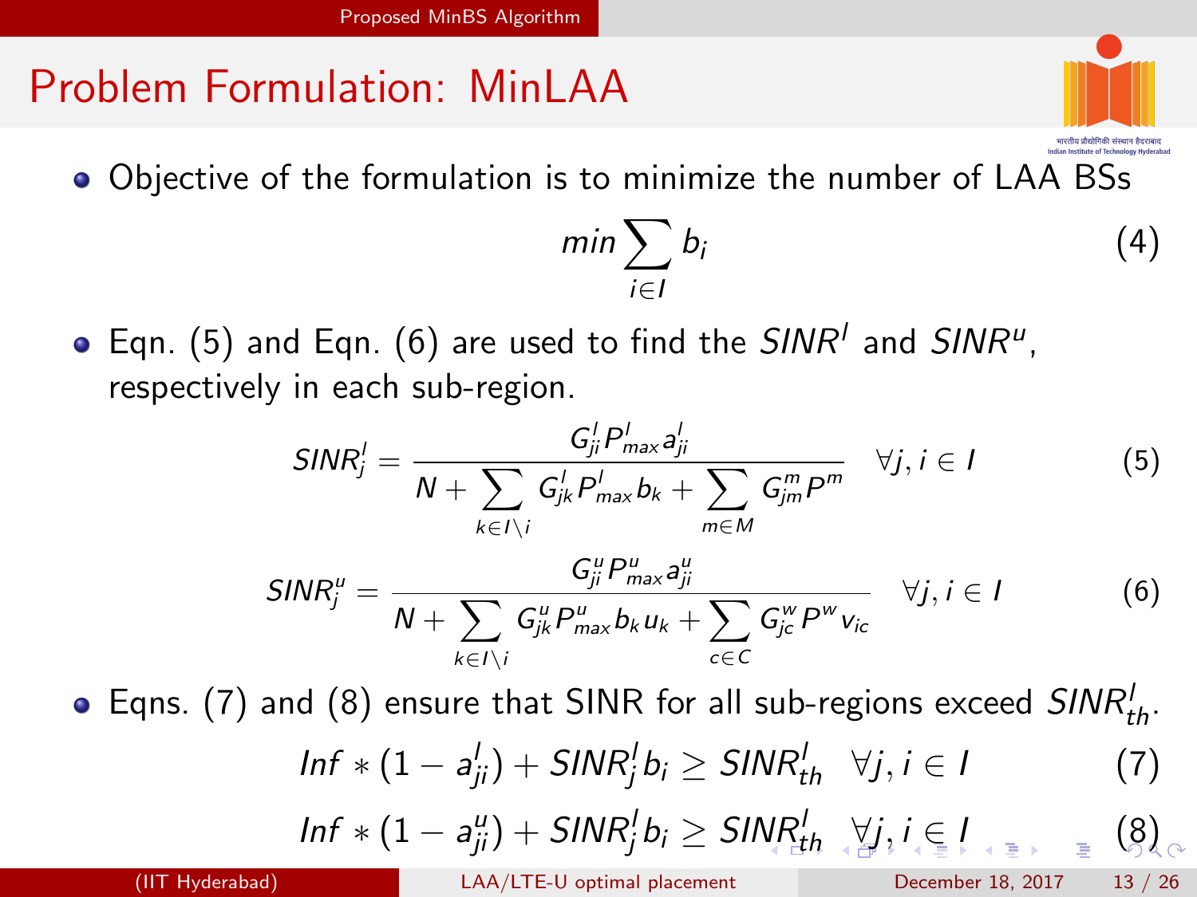# Problem Formulation: MinLAA

- Objective of the formulation is to minimize the number of LAA BSs

$$min \sum_{i \in I} b_i \tag{4}$$

- Eqn. (5) and Eqn. (6) are used to find the $SINR^l$ and $SINR^u$, respectively in each sub-region.

$$SINR_j^l = \frac{G_{ji}^l P_{max}^l a_{ji}^l}{N + \sum_{k \in I \setminus i} G_{jk}^l P_{max}^l b_k + \sum_{m \in M} G_{jm}^m P^m} \quad \forall j, i \in I \tag{5}$$

$$SINR_j^u = \frac{G_{ji}^u P_{max}^u a_{ji}^u}{N + \sum_{k \in I \setminus i} G_{jk}^u P_{max}^u b_k u_k + \sum_{c \in C} G_{jc}^w P^w v_{ic}} \quad \forall j, i \in I \tag{6}$$

- Eqns. (7) and (8) ensure that SINR for all sub-regions exceed $SINR_{th}^l$.

$$Inf * (1 - a_{ji}^l) + SINR_j^l b_i \geq SINR_{th}^l \quad \forall j, i \in I \tag{7}$$

$$Inf * (1 - a_{ji}^u) + SINR_j^l b_i \geq SINR_{th}^l \quad \forall j, i \in I \tag{8}$$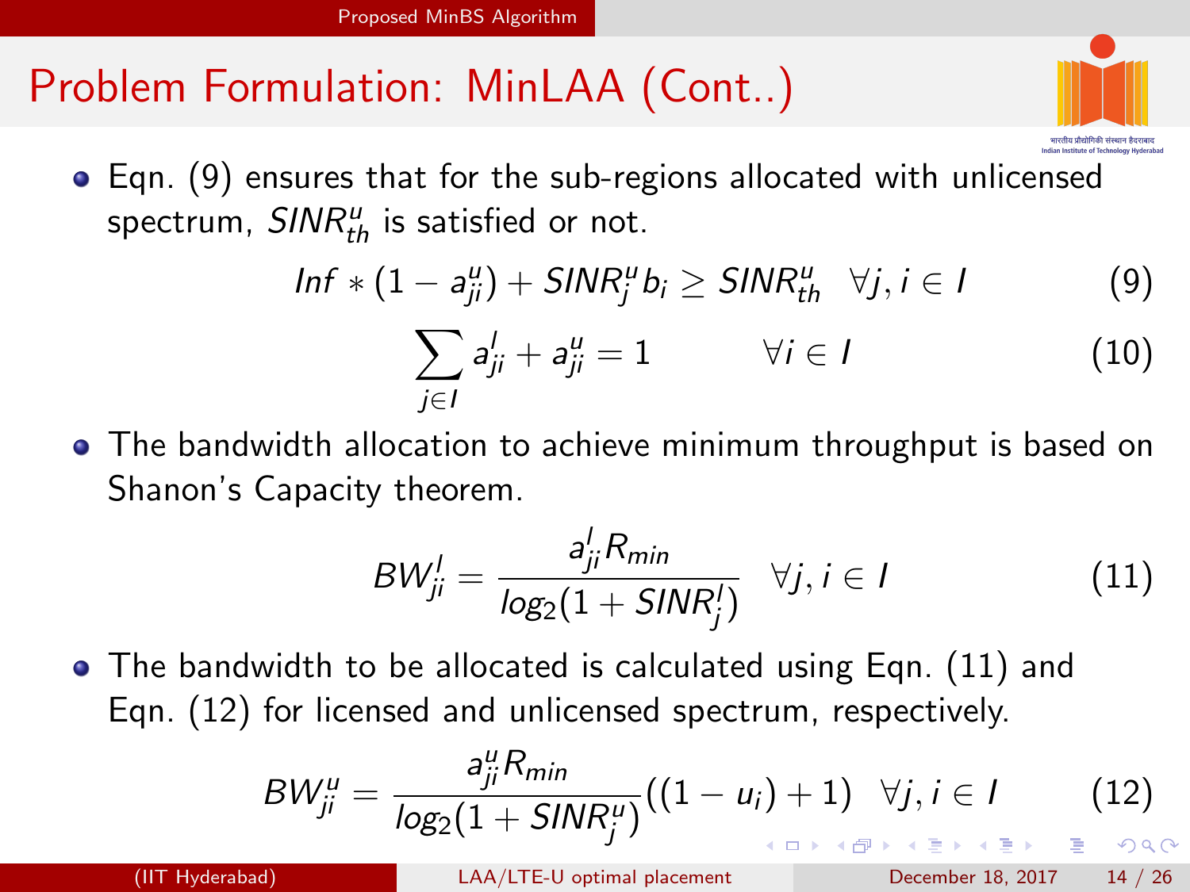# Problem Formulation: MinLAA (Cont..)

- Eqn. (9) ensures that for the sub-regions allocated with unlicensed spectrum, $SINR^u_{th}$ is satisfied or not.

$$Inf * (1 - a^u_{ji}) + SINR^u_j b_i \geq SINR^u_{th} \quad \forall j, i \in I \tag{9}$$

$$\sum_{j \in I} a^l_{ji} + a^u_{ji} = 1 \qquad \forall i \in I \tag{10}$$

- The bandwidth allocation to achieve minimum throughput is based on Shanon's Capacity theorem.

$$BW^l_{ji} = \frac{a^l_{ji} R_{min}}{log_2(1 + SINR^l_j)} \quad \forall j, i \in I \tag{11}$$

- The bandwidth to be allocated is calculated using Eqn. (11) and Eqn. (12) for licensed and unlicensed spectrum, respectively.

$$BW^u_{ji} = \frac{a^u_{ji} R_{min}}{log_2(1 + SINR^u_j)}((1 - u_i) + 1) \quad \forall j, i \in I \tag{12}$$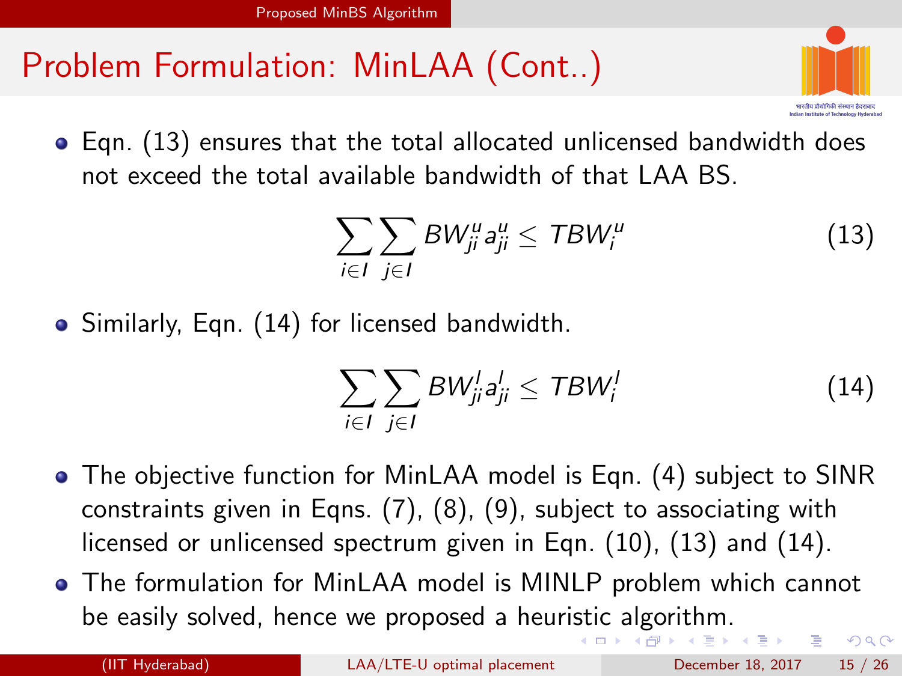# Problem Formulation: MinLAA (Cont..)

- Eqn. (13) ensures that the total allocated unlicensed bandwidth does not exceed the total available bandwidth of that LAA BS.

$$\sum_{i \in I} \sum_{j \in I} BW^{u}_{ji} a^{u}_{ji} \leq TBW^{u}_{i} \tag{13}$$

- Similarly, Eqn. (14) for licensed bandwidth.

$$\sum_{i \in I} \sum_{j \in I} BW^{l}_{ji} a^{l}_{ji} \leq TBW^{l}_{i} \tag{14}$$

- The objective function for MinLAA model is Eqn. (4) subject to SINR constraints given in Eqns. (7), (8), (9), subject to associating with licensed or unlicensed spectrum given in Eqn. (10), (13) and (14).
- The formulation for MinLAA model is MINLP problem which cannot be easily solved, hence we proposed a heuristic algorithm.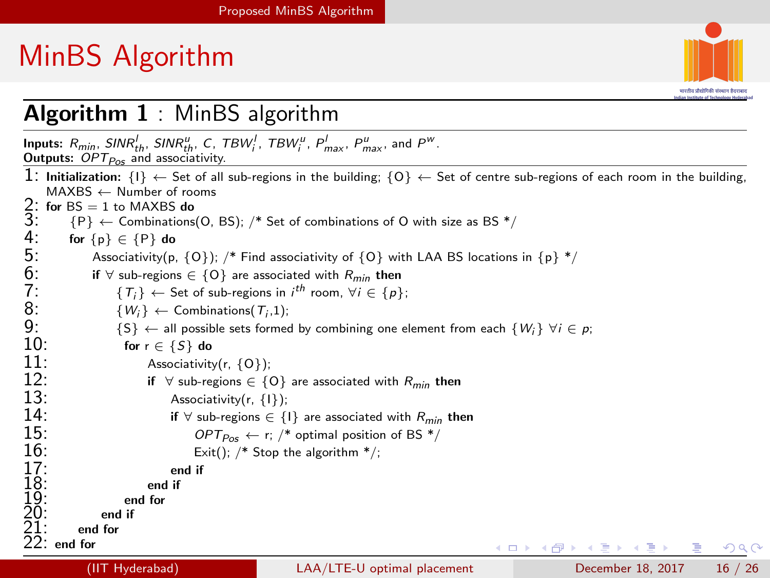# MinBS Algorithm

## Algorithm 1 : MinBS algorithm

**Inputs:** $R_{min}$, $SINR^{l}_{th}$, $SINR^{u}_{th}$, $C$, $TBW^{l}_{i}$, $TBW^{u}_{i}$, $P^{l}_{max}$, $P^{u}_{max}$, and $P^{w}$.
**Outputs:** $OPT_{Pos}$ and associativity.

```
1:  Initialization: {I} ← Set of all sub-regions in the building; {O} ← Set of centre sub-regions of each room in the building,
    MAXBS ← Number of rooms
2:  for BS = 1 to MAXBS do
3:      {P} ← Combinations(O, BS); /* Set of combinations of O with size as BS */
4:      for {p} ∈ {P} do
5:          Associativity(p, {O}); /* Find associativity of {O} with LAA BS locations in {p} */
6:          if ∀ sub-regions ∈ {O} are associated with R_min then
7:              {T_i} ← Set of sub-regions in i^th room, ∀i ∈ {p};
8:              {W_i} ← Combinations(T_i,1);
9:              {S} ← all possible sets formed by combining one element from each {W_i} ∀i ∈ p;
10:             for r ∈ {S} do
11:                 Associativity(r, {O});
12:                 if ∀ sub-regions ∈ {O} are associated with R_min then
13:                     Associativity(r, {I});
14:                     if ∀ sub-regions ∈ {I} are associated with R_min then
15:                         OPT_Pos ← r; /* optimal position of BS */
16:                         Exit(); /* Stop the algorithm */;
17:                     end if
18:                 end if
19:             end for
20:         end if
21:     end for
22: end for
```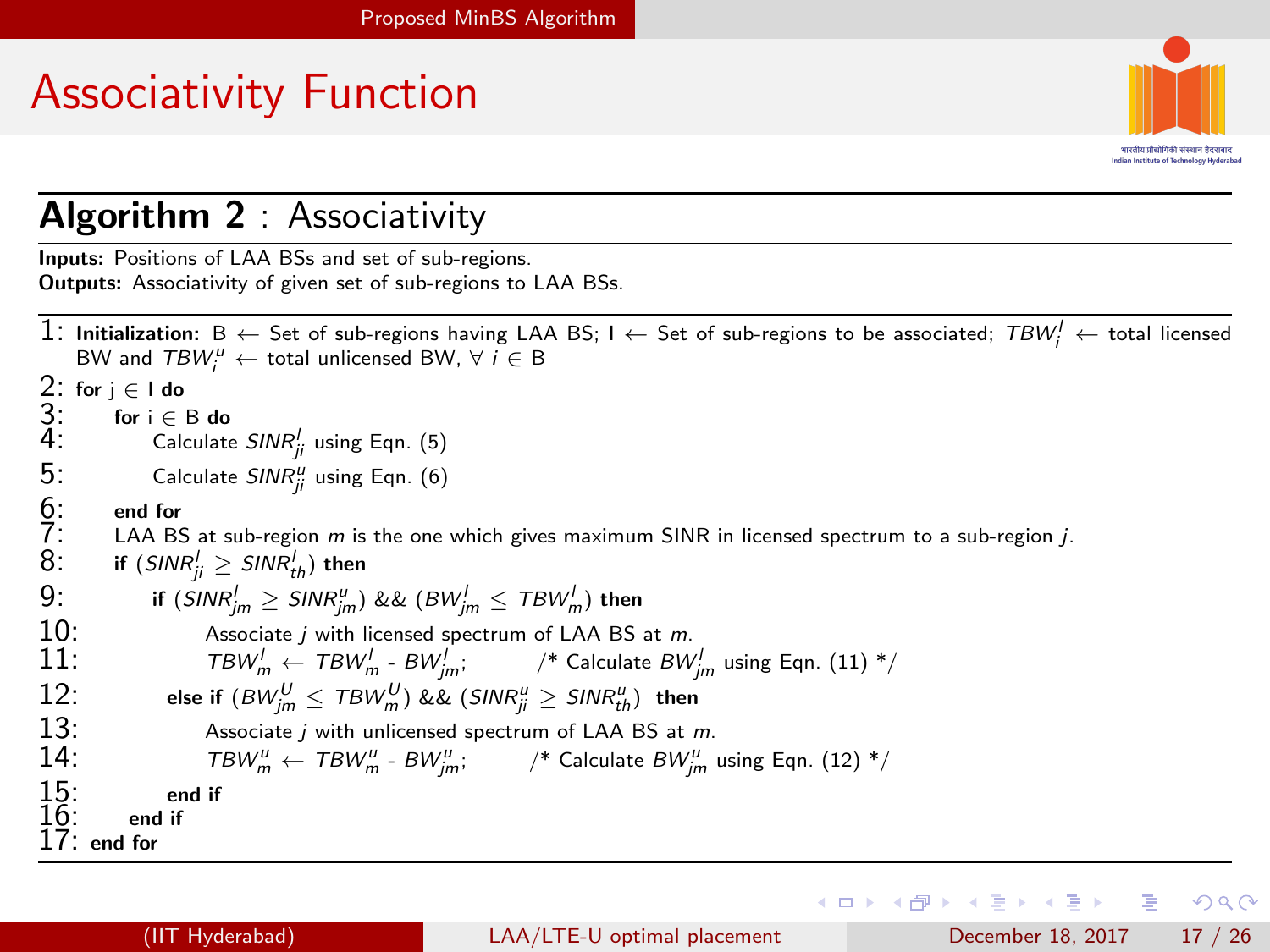# Associativity Function

**Algorithm 2** : Associativity

**Inputs:** Positions of LAA BSs and set of sub-regions.
**Outputs:** Associativity of given set of sub-regions to LAA BSs.

```
1: Initialization: B ← Set of sub-regions having LAA BS; I ← Set of sub-regions to be associated; TBW_i^l ← total licensed
   BW and TBW_i^u ← total unlicensed BW, ∀ i ∈ B
2: for j ∈ I do
3:     for i ∈ B do
4:         Calculate SINR_ji^l using Eqn. (5)
5:         Calculate SINR_ji^u using Eqn. (6)
6:     end for
7:     LAA BS at sub-region m is the one which gives maximum SINR in licensed spectrum to a sub-region j.
8:     if (SINR_ji^l ≥ SINR_th^l) then
9:         if (SINR_jm^l ≥ SINR_jm^u) && (BW_jm^l ≤ TBW_m^l) then
10:            Associate j with licensed spectrum of LAA BS at m.
11:            TBW_m^l ← TBW_m^l - BW_jm^l;        /* Calculate BW_jm^l using Eqn. (11) */
12:        else if (BW_jm^U ≤ TBW_m^U) && (SINR_ji^u ≥ SINR_th^u) then
13:            Associate j with unlicensed spectrum of LAA BS at m.
14:            TBW_m^u ← TBW_m^u - BW_jm^u;        /* Calculate BW_jm^u using Eqn. (12) */
15:        end if
16:    end if
17: end for
```

In mathematical notation:

1: **Initialization:** B ← Set of sub-regions having LAA BS; I ← Set of sub-regions to be associated; $TBW_i^l$ ← total licensed BW and $TBW_i^u$ ← total unlicensed BW, $\forall\, i \in$ B

4: Calculate $SINR_{ji}^l$ using Eqn. (5)

5: Calculate $SINR_{ji}^u$ using Eqn. (6)

8: **if** $(SINR_{ji}^l \geq SINR_{th}^l)$ **then**

9: **if** $(SINR_{jm}^l \geq SINR_{jm}^u)$ && $(BW_{jm}^l \leq TBW_m^l)$ **then**

11: $TBW_m^l \leftarrow TBW_m^l - BW_{jm}^l$; /* Calculate $BW_{jm}^l$ using Eqn. (11) */

12: **else if** $(BW_{jm}^U \leq TBW_m^U)$ && $(SINR_{ji}^u \geq SINR_{th}^u)$ **then**

14: $TBW_m^u \leftarrow TBW_m^u - BW_{jm}^u$; /* Calculate $BW_{jm}^u$ using Eqn. (12) */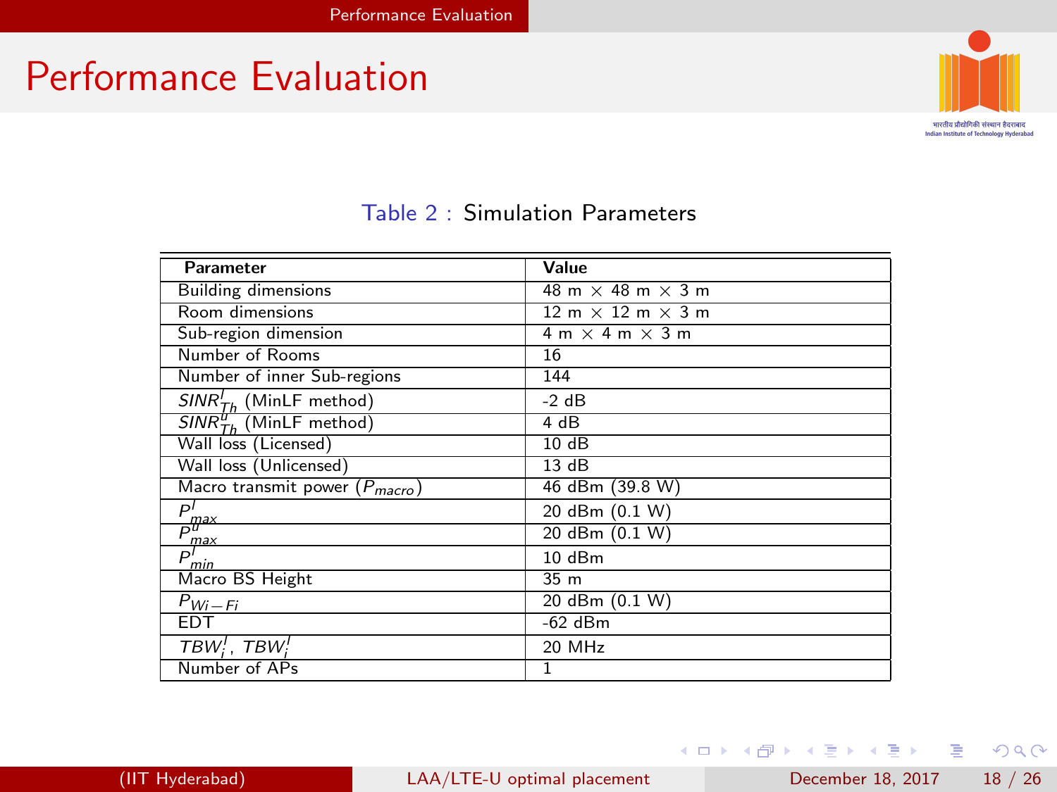# Performance Evaluation

Table 2 : Simulation Parameters

| Parameter | Value |
|---|---|
| Building dimensions | 48 m × 48 m × 3 m |
| Room dimensions | 12 m × 12 m × 3 m |
| Sub-region dimension | 4 m × 4 m × 3 m |
| Number of Rooms | 16 |
| Number of inner Sub-regions | 144 |
| $SINR^{l}_{Th}$ (MinLF method) | -2 dB |
| $SINR^{u}_{Th}$ (MinLF method) | 4 dB |
| Wall loss (Licensed) | 10 dB |
| Wall loss (Unlicensed) | 13 dB |
| Macro transmit power ($P_{macro}$) | 46 dBm (39.8 W) |
| $P^{l}_{max}$ | 20 dBm (0.1 W) |
| $P^{u}_{max}$ | 20 dBm (0.1 W) |
| $P^{l}_{min}$ | 10 dBm |
| Macro BS Height | 35 m |
| $P_{Wi-Fi}$ | 20 dBm (0.1 W) |
| EDT | -62 dBm |
| $TBW^{l}_{i}$, $TBW^{l}_{i}$ | 20 MHz |
| Number of APs | 1 |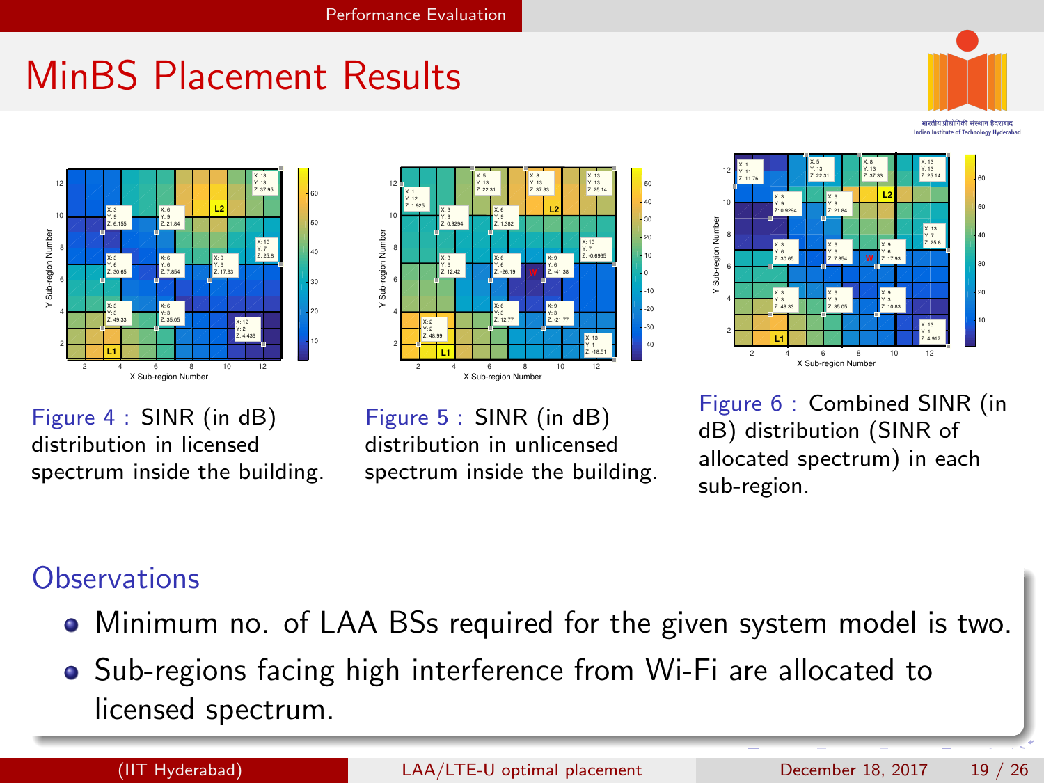# MinBS Placement Results

Figure 4 : SINR (in dB) distribution in licensed spectrum inside the building.

Figure 5 : SINR (in dB) distribution in unlicensed spectrum inside the building.

Figure 6 : Combined SINR (in dB) distribution (SINR of allocated spectrum) in each sub-region.

## Observations

- Minimum no. of LAA BSs required for the given system model is two.
- Sub-regions facing high interference from Wi-Fi are allocated to licensed spectrum.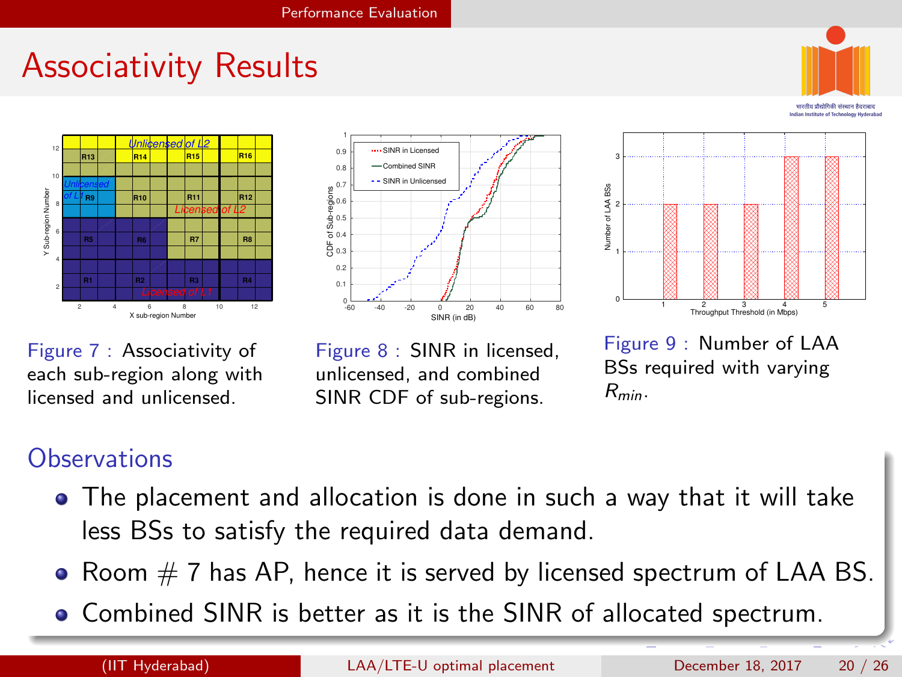# Associativity Results

Figure 7 : Associativity of each sub-region along with licensed and unlicensed.

Figure 8 : SINR in licensed, unlicensed, and combined SINR CDF of sub-regions.

Figure 9 : Number of LAA BSs required with varying $R_{min}$.

## Observations

- The placement and allocation is done in such a way that it will take less BSs to satisfy the required data demand.
- Room # 7 has AP, hence it is served by licensed spectrum of LAA BS.
- Combined SINR is better as it is the SINR of allocated spectrum.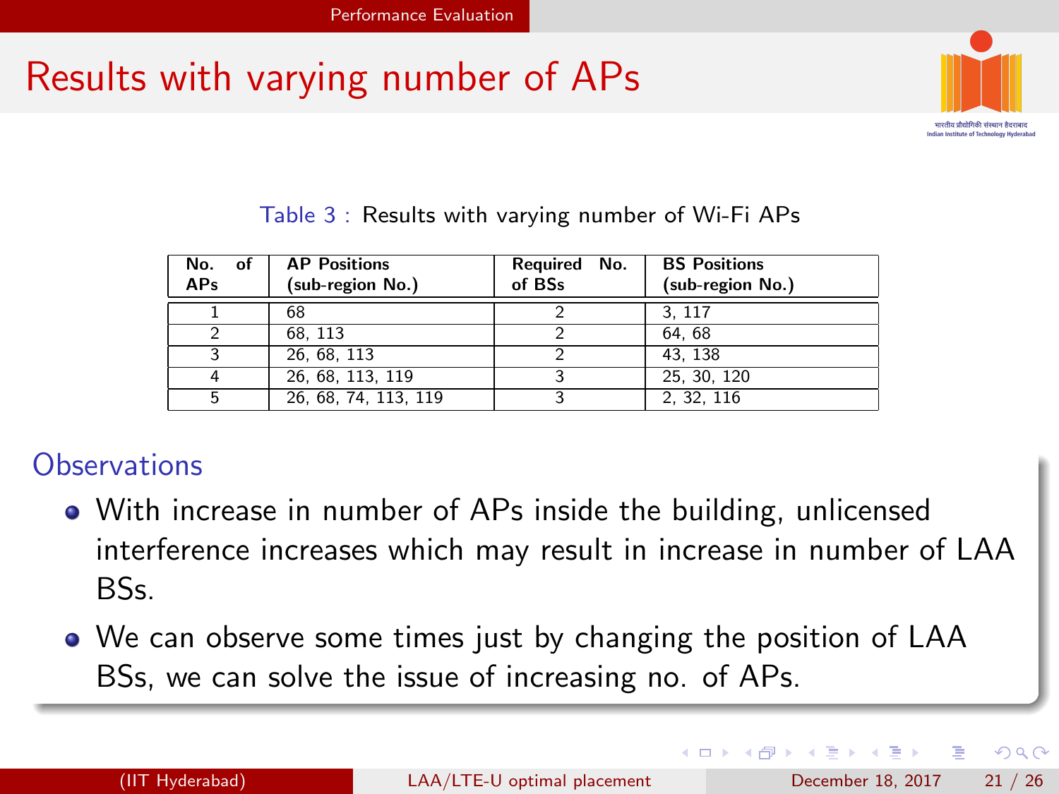# Results with varying number of APs

Table 3 : Results with varying number of Wi-Fi APs

| No. of APs | AP Positions (sub-region No.) | Required No. of BSs | BS Positions (sub-region No.) |
|---|---|---|---|
| 1 | 68 | 2 | 3, 117 |
| 2 | 68, 113 | 2 | 64, 68 |
| 3 | 26, 68, 113 | 2 | 43, 138 |
| 4 | 26, 68, 113, 119 | 3 | 25, 30, 120 |
| 5 | 26, 68, 74, 113, 119 | 3 | 2, 32, 116 |

## Observations

- With increase in number of APs inside the building, unlicensed interference increases which may result in increase in number of LAA BSs.
- We can observe some times just by changing the position of LAA BSs, we can solve the issue of increasing no. of APs.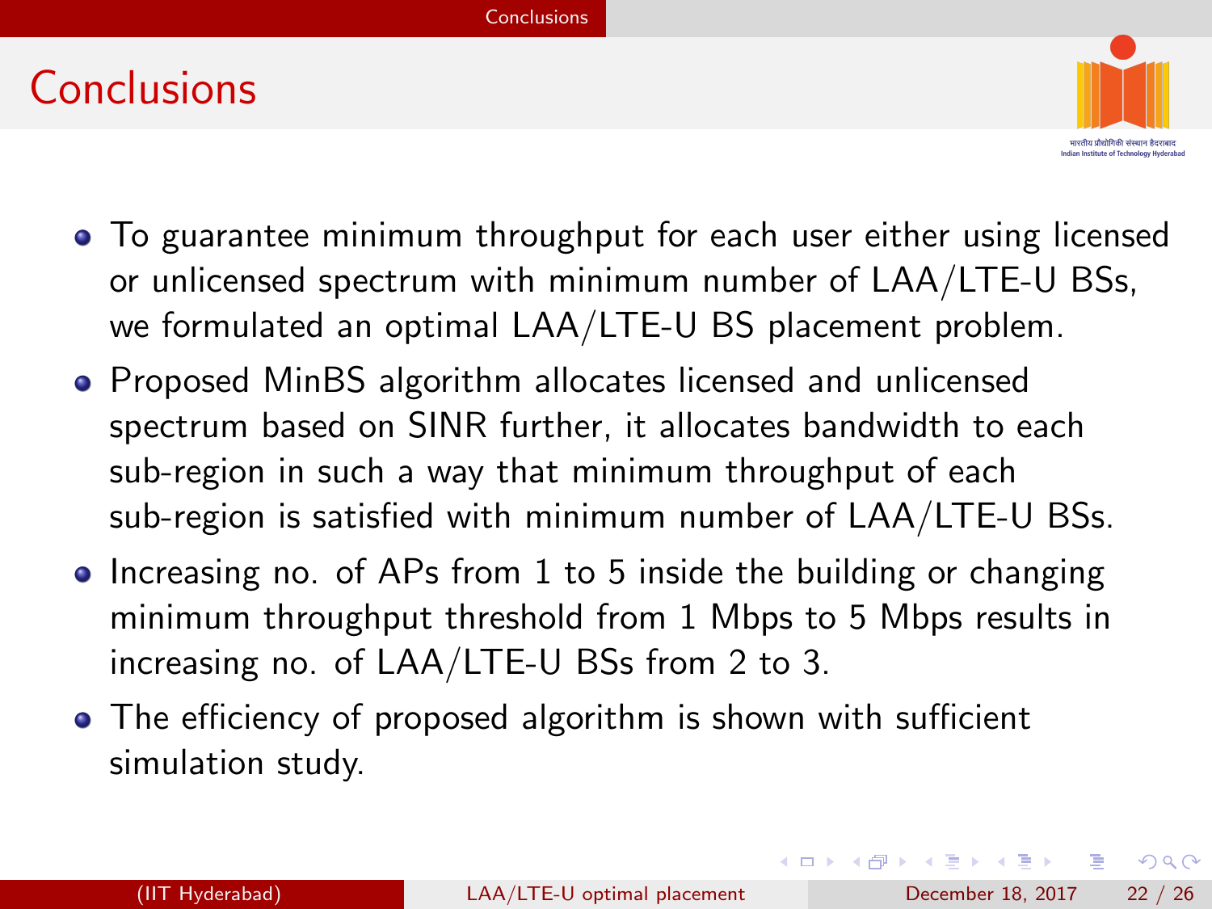# Conclusions

- To guarantee minimum throughput for each user either using licensed or unlicensed spectrum with minimum number of LAA/LTE-U BSs, we formulated an optimal LAA/LTE-U BS placement problem.
- Proposed MinBS algorithm allocates licensed and unlicensed spectrum based on SINR further, it allocates bandwidth to each sub-region in such a way that minimum throughput of each sub-region is satisfied with minimum number of LAA/LTE-U BSs.
- Increasing no. of APs from 1 to 5 inside the building or changing minimum throughput threshold from 1 Mbps to 5 Mbps results in increasing no. of LAA/LTE-U BSs from 2 to 3.
- The efficiency of proposed algorithm is shown with sufficient simulation study.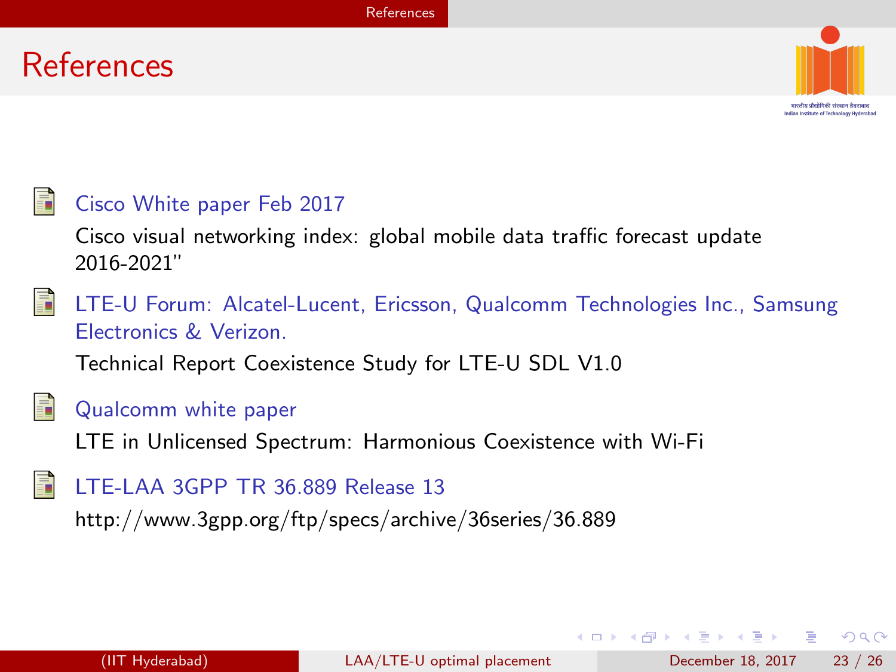# References

- Cisco White paper Feb 2017

  Cisco visual networking index: global mobile data traffic forecast update 2016-2021"

- LTE-U Forum: Alcatel-Lucent, Ericsson, Qualcomm Technologies Inc., Samsung Electronics & Verizon.

  Technical Report Coexistence Study for LTE-U SDL V1.0

- Qualcomm white paper

  LTE in Unlicensed Spectrum: Harmonious Coexistence with Wi-Fi

- LTE-LAA 3GPP TR 36.889 Release 13

  http://www.3gpp.org/ftp/specs/archive/36series/36.889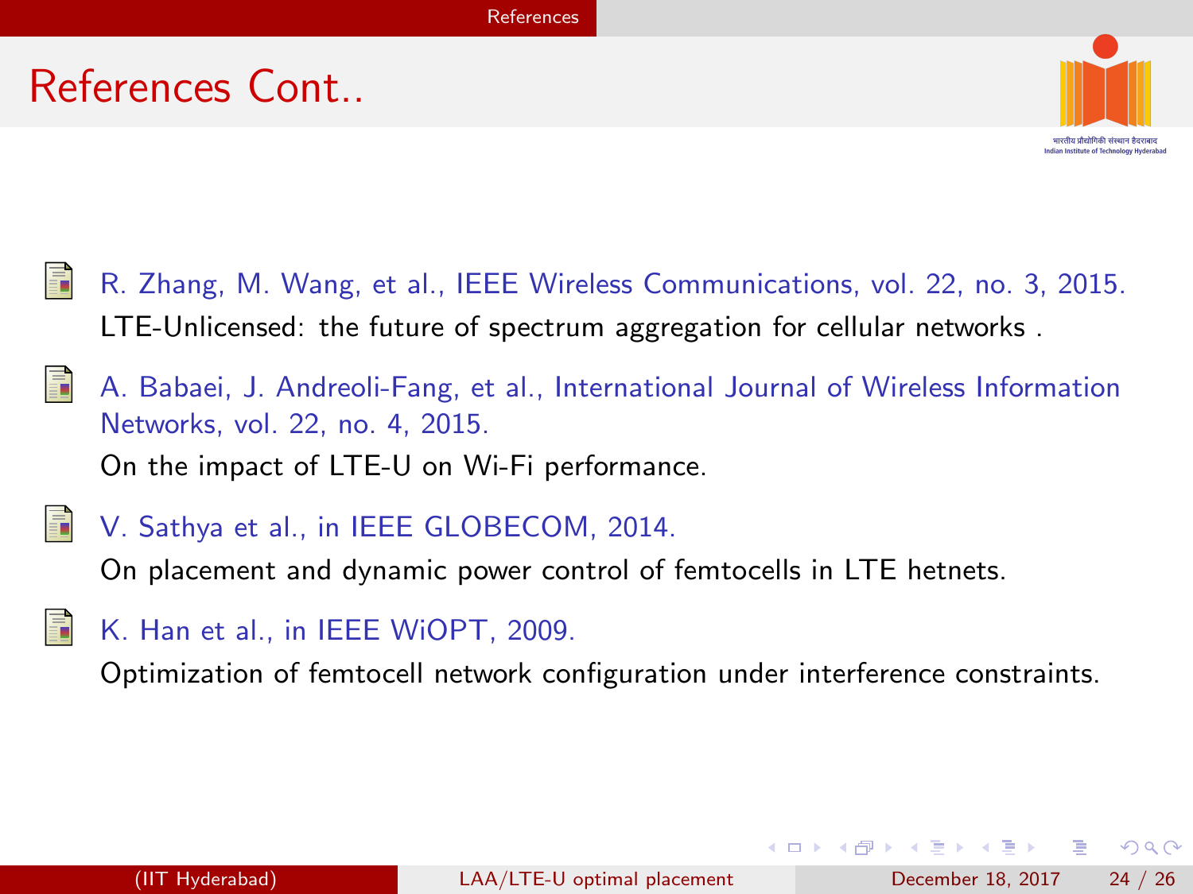# References Cont..

- R. Zhang, M. Wang, et al., IEEE Wireless Communications, vol. 22, no. 3, 2015.
  LTE-Unlicensed: the future of spectrum aggregation for cellular networks .
- A. Babaei, J. Andreoli-Fang, et al., International Journal of Wireless Information Networks, vol. 22, no. 4, 2015.
  On the impact of LTE-U on Wi-Fi performance.
- V. Sathya et al., in IEEE GLOBECOM, 2014.
  On placement and dynamic power control of femtocells in LTE hetnets.
- K. Han et al., in IEEE WiOPT, 2009.
  Optimization of femtocell network configuration under interference constraints.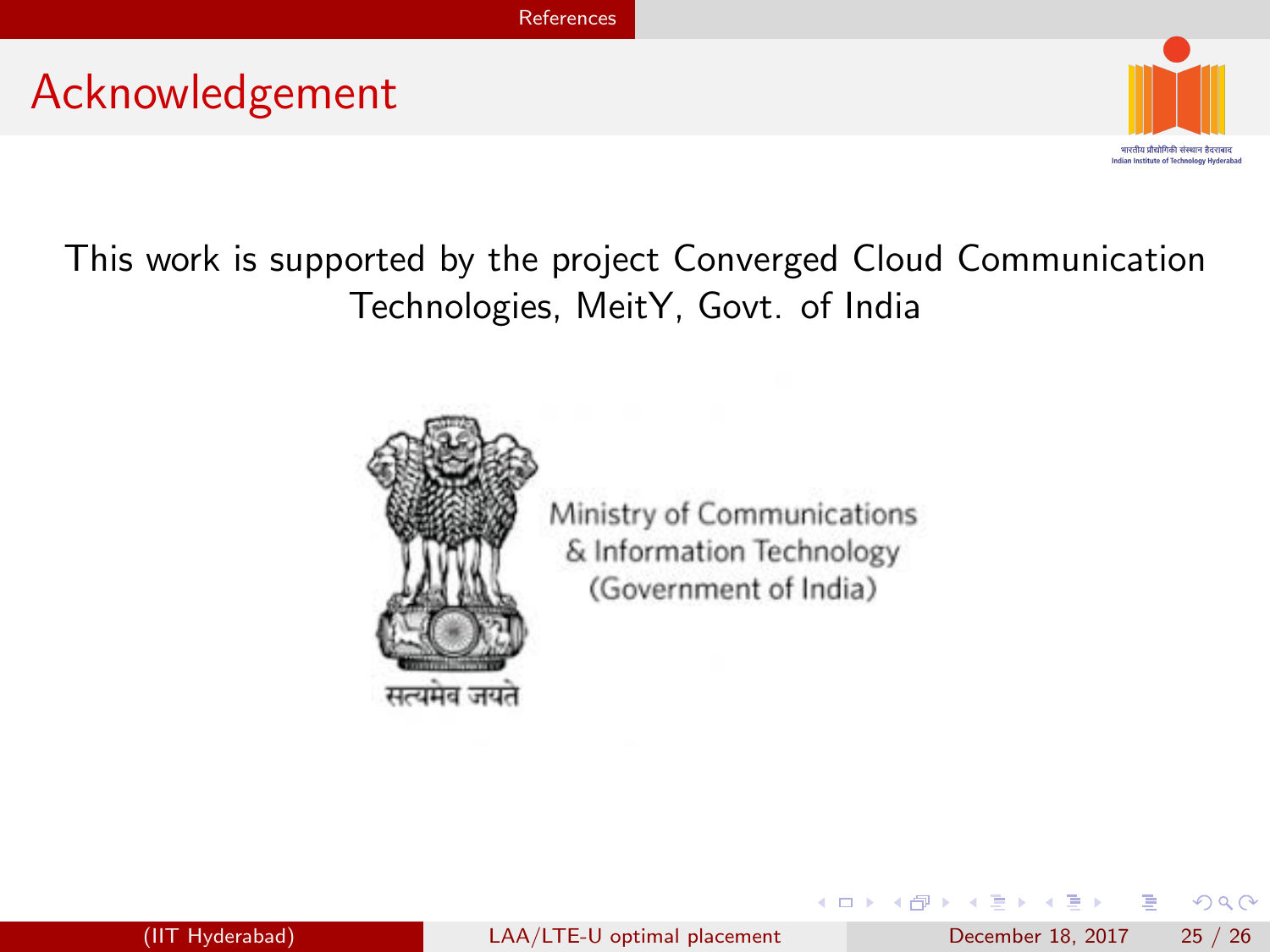# Acknowledgement

This work is supported by the project Converged Cloud Communication Technologies, MeitY, Govt. of India

Ministry of Communications & Information Technology (Government of India)

सत्यमेव जयते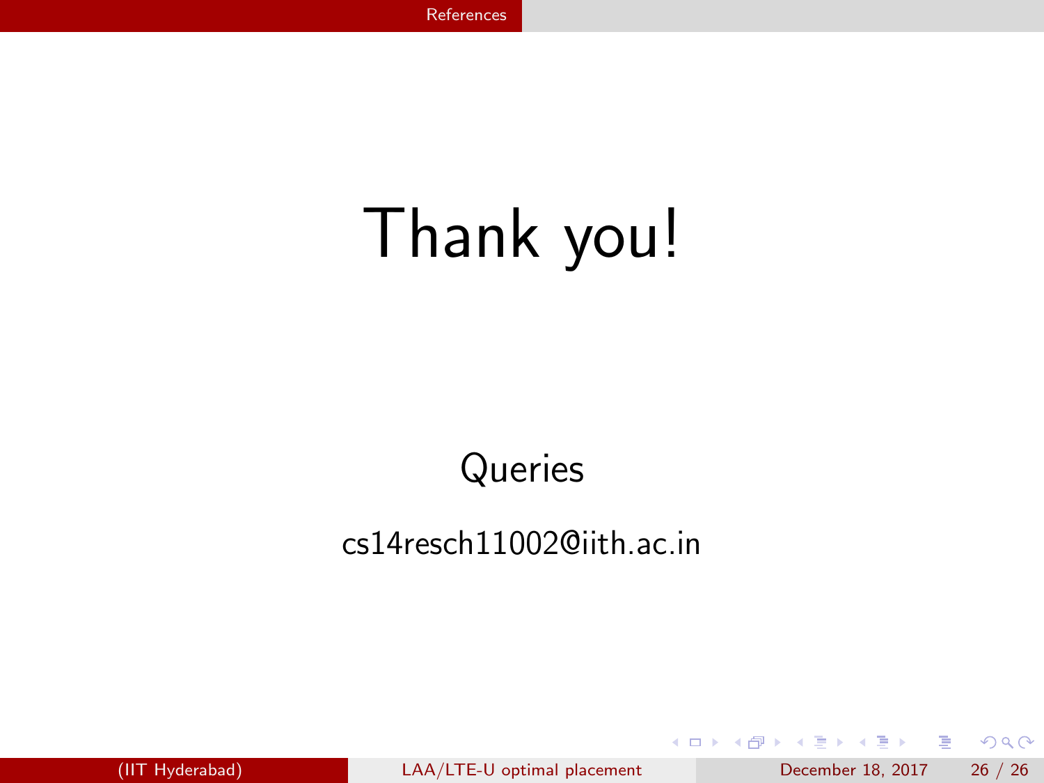# Thank you!

Queries

cs14resch11002@iith.ac.in